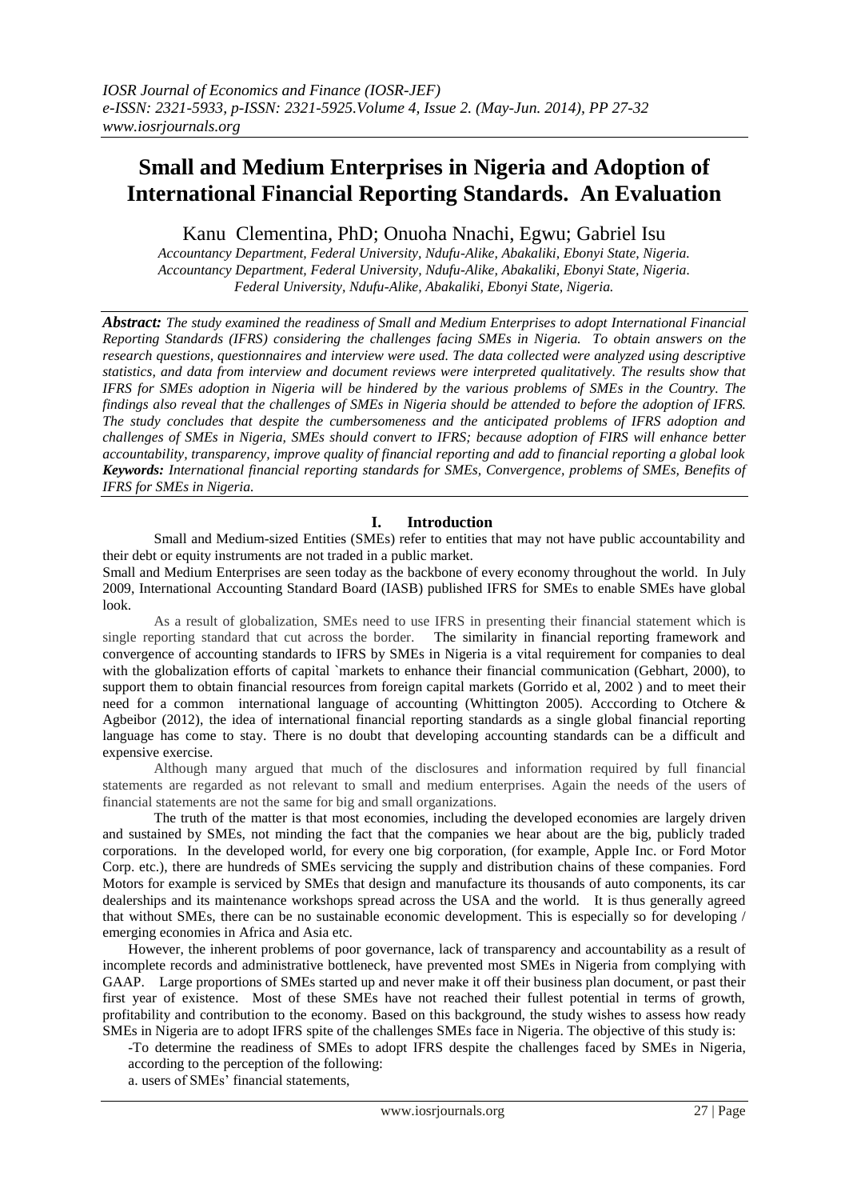# Small and Medium Enterprises in Nigeria and Adoption of International Financial Reporting Standards. An Evaluation

Kanu Clementina, PhD; Onuoha Nnachi, Egwu; Gabriel Isu

*Accountancy Department, Federal University, Ndufu-Alike, Abakaliki, Ebonyi State, Nigeria.*
*Accountancy Department, Federal University, Ndufu-Alike, Abakaliki, Ebonyi State, Nigeria.*
*Federal University, Ndufu-Alike, Abakaliki, Ebonyi State, Nigeria.*

***Abstract:*** *The study examined the readiness of Small and Medium Enterprises to adopt International Financial Reporting Standards (IFRS) considering the challenges facing SMEs in Nigeria. To obtain answers on the research questions, questionnaires and interview were used. The data collected were analyzed using descriptive statistics, and data from interview and document reviews were interpreted qualitatively. The results show that IFRS for SMEs adoption in Nigeria will be hindered by the various problems of SMEs in the Country. The findings also reveal that the challenges of SMEs in Nigeria should be attended to before the adoption of IFRS. The study concludes that despite the cumbersomeness and the anticipated problems of IFRS adoption and challenges of SMEs in Nigeria, SMEs should convert to IFRS; because adoption of FIRS will enhance better accountability, transparency, improve quality of financial reporting and add to financial reporting a global look*

***Keywords:*** *International financial reporting standards for SMEs, Convergence, problems of SMEs, Benefits of IFRS for SMEs in Nigeria.*

## I. Introduction

Small and Medium-sized Entities (SMEs) refer to entities that may not have public accountability and their debt or equity instruments are not traded in a public market.

Small and Medium Enterprises are seen today as the backbone of every economy throughout the world. In July 2009, International Accounting Standard Board (IASB) published IFRS for SMEs to enable SMEs have global look.

As a result of globalization, SMEs need to use IFRS in presenting their financial statement which is single reporting standard that cut across the border. The similarity in financial reporting framework and convergence of accounting standards to IFRS by SMEs in Nigeria is a vital requirement for companies to deal with the globalization efforts of capital `markets to enhance their financial communication (Gebhart, 2000), to support them to obtain financial resources from foreign capital markets (Gorrido et al, 2002 ) and to meet their need for a common international language of accounting (Whittington 2005). Acccording to Otchere & Agbeibor (2012), the idea of international financial reporting standards as a single global financial reporting language has come to stay. There is no doubt that developing accounting standards can be a difficult and expensive exercise.

Although many argued that much of the disclosures and information required by full financial statements are regarded as not relevant to small and medium enterprises. Again the needs of the users of financial statements are not the same for big and small organizations.

The truth of the matter is that most economies, including the developed economies are largely driven and sustained by SMEs, not minding the fact that the companies we hear about are the big, publicly traded corporations. In the developed world, for every one big corporation, (for example, Apple Inc. or Ford Motor Corp. etc.), there are hundreds of SMEs servicing the supply and distribution chains of these companies. Ford Motors for example is serviced by SMEs that design and manufacture its thousands of auto components, its car dealerships and its maintenance workshops spread across the USA and the world. It is thus generally agreed that without SMEs, there can be no sustainable economic development. This is especially so for developing / emerging economies in Africa and Asia etc.

However, the inherent problems of poor governance, lack of transparency and accountability as a result of incomplete records and administrative bottleneck, have prevented most SMEs in Nigeria from complying with GAAP. Large proportions of SMEs started up and never make it off their business plan document, or past their first year of existence. Most of these SMEs have not reached their fullest potential in terms of growth, profitability and contribution to the economy. Based on this background, the study wishes to assess how ready SMEs in Nigeria are to adopt IFRS spite of the challenges SMEs face in Nigeria. The objective of this study is:

-To determine the readiness of SMEs to adopt IFRS despite the challenges faced by SMEs in Nigeria, according to the perception of the following:

a. users of SMEs' financial statements,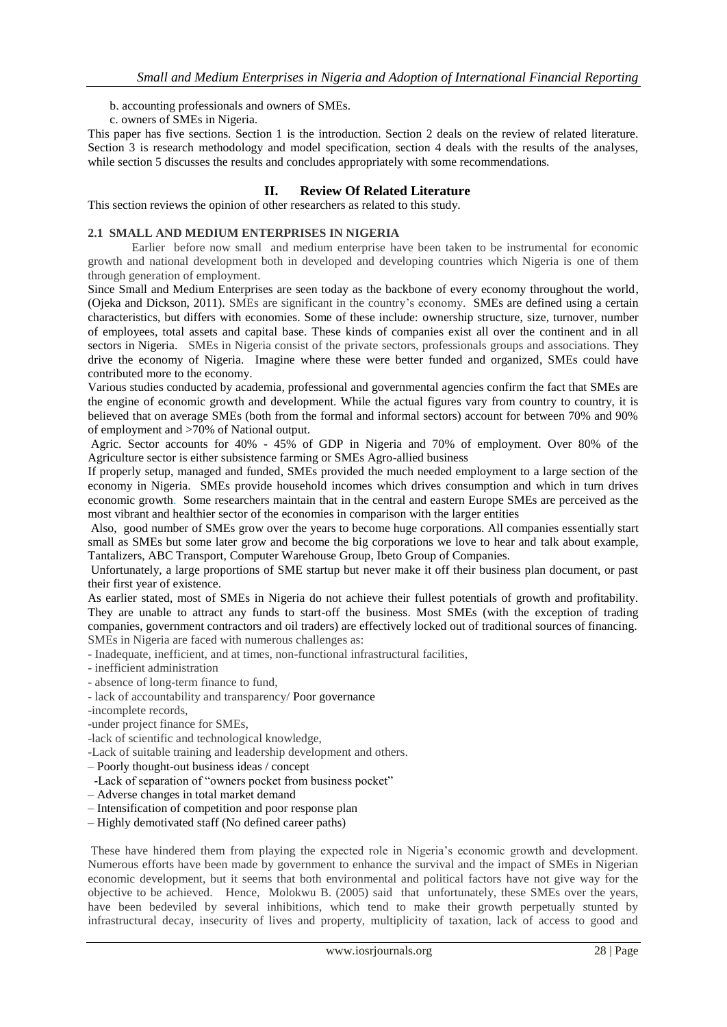b. accounting professionals and owners of SMEs.

c. owners of SMEs in Nigeria.

This paper has five sections. Section 1 is the introduction. Section 2 deals on the review of related literature. Section 3 is research methodology and model specification, section 4 deals with the results of the analyses, while section 5 discusses the results and concludes appropriately with some recommendations.

## II. Review Of Related Literature

This section reviews the opinion of other researchers as related to this study.

### 2.1 SMALL AND MEDIUM ENTERPRISES IN NIGERIA

Earlier before now small and medium enterprise have been taken to be instrumental for economic growth and national development both in developed and developing countries which Nigeria is one of them through generation of employment.

Since Small and Medium Enterprises are seen today as the backbone of every economy throughout the world, (Ojeka and Dickson, 2011). SMEs are significant in the country's economy. SMEs are defined using a certain characteristics, but differs with economies. Some of these include: ownership structure, size, turnover, number of employees, total assets and capital base. These kinds of companies exist all over the continent and in all sectors in Nigeria. SMEs in Nigeria consist of the private sectors, professionals groups and associations. They drive the economy of Nigeria. Imagine where these were better funded and organized, SMEs could have contributed more to the economy.

Various studies conducted by academia, professional and governmental agencies confirm the fact that SMEs are the engine of economic growth and development. While the actual figures vary from country to country, it is believed that on average SMEs (both from the formal and informal sectors) account for between 70% and 90% of employment and >70% of National output.

Agric. Sector accounts for 40% - 45% of GDP in Nigeria and 70% of employment. Over 80% of the Agriculture sector is either subsistence farming or SMEs Agro-allied business

If properly setup, managed and funded, SMEs provided the much needed employment to a large section of the economy in Nigeria. SMEs provide household incomes which drives consumption and which in turn drives economic growth. Some researchers maintain that in the central and eastern Europe SMEs are perceived as the most vibrant and healthier sector of the economies in comparison with the larger entities

Also, good number of SMEs grow over the years to become huge corporations. All companies essentially start small as SMEs but some later grow and become the big corporations we love to hear and talk about example, Tantalizers, ABC Transport, Computer Warehouse Group, Ibeto Group of Companies.

Unfortunately, a large proportions of SME startup but never make it off their business plan document, or past their first year of existence.

As earlier stated, most of SMEs in Nigeria do not achieve their fullest potentials of growth and profitability. They are unable to attract any funds to start-off the business. Most SMEs (with the exception of trading companies, government contractors and oil traders) are effectively locked out of traditional sources of financing.

SMEs in Nigeria are faced with numerous challenges as:

- Inadequate, inefficient, and at times, non-functional infrastructural facilities,
- inefficient administration
- absence of long-term finance to fund,
- lack of accountability and transparency/ Poor governance
- incomplete records,
- under project finance for SMEs,
- lack of scientific and technological knowledge,
- Lack of suitable training and leadership development and others.
- Poorly thought-out business ideas / concept
- Lack of separation of "owners pocket from business pocket"
- Adverse changes in total market demand
- Intensification of competition and poor response plan
- Highly demotivated staff (No defined career paths)

These have hindered them from playing the expected role in Nigeria's economic growth and development. Numerous efforts have been made by government to enhance the survival and the impact of SMEs in Nigerian economic development, but it seems that both environmental and political factors have not give way for the objective to be achieved. Hence, Molokwu B. (2005) said that unfortunately, these SMEs over the years, have been bedeviled by several inhibitions, which tend to make their growth perpetually stunted by infrastructural decay, insecurity of lives and property, multiplicity of taxation, lack of access to good and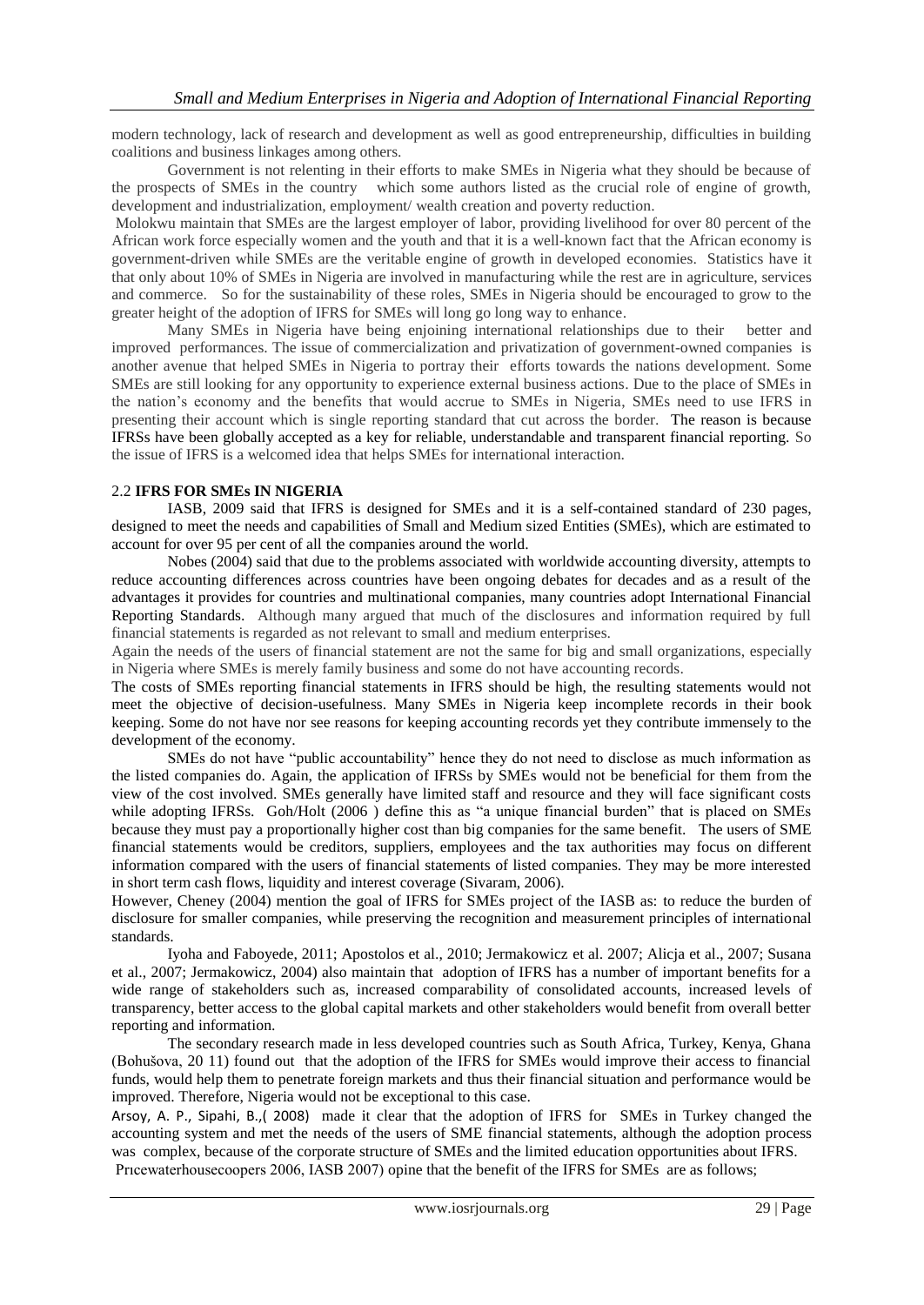modern technology, lack of research and development as well as good entrepreneurship, difficulties in building coalitions and business linkages among others.

Government is not relenting in their efforts to make SMEs in Nigeria what they should be because of the prospects of SMEs in the country which some authors listed as the crucial role of engine of growth, development and industrialization, employment/ wealth creation and poverty reduction.

Molokwu maintain that SMEs are the largest employer of labor, providing livelihood for over 80 percent of the African work force especially women and the youth and that it is a well-known fact that the African economy is government-driven while SMEs are the veritable engine of growth in developed economies. Statistics have it that only about 10% of SMEs in Nigeria are involved in manufacturing while the rest are in agriculture, services and commerce. So for the sustainability of these roles, SMEs in Nigeria should be encouraged to grow to the greater height of the adoption of IFRS for SMEs will long go long way to enhance.

Many SMEs in Nigeria have being enjoining international relationships due to their better and improved performances. The issue of commercialization and privatization of government-owned companies is another avenue that helped SMEs in Nigeria to portray their efforts towards the nations development. Some SMEs are still looking for any opportunity to experience external business actions. Due to the place of SMEs in the nation's economy and the benefits that would accrue to SMEs in Nigeria, SMEs need to use IFRS in presenting their account which is single reporting standard that cut across the border. The reason is because IFRSs have been globally accepted as a key for reliable, understandable and transparent financial reporting. So the issue of IFRS is a welcomed idea that helps SMEs for international interaction.

## 2.2 IFRS FOR SMEs IN NIGERIA

IASB, 2009 said that IFRS is designed for SMEs and it is a self-contained standard of 230 pages, designed to meet the needs and capabilities of Small and Medium sized Entities (SMEs), which are estimated to account for over 95 per cent of all the companies around the world.

Nobes (2004) said that due to the problems associated with worldwide accounting diversity, attempts to reduce accounting differences across countries have been ongoing debates for decades and as a result of the advantages it provides for countries and multinational companies, many countries adopt International Financial Reporting Standards. Although many argued that much of the disclosures and information required by full financial statements is regarded as not relevant to small and medium enterprises.

Again the needs of the users of financial statement are not the same for big and small organizations, especially in Nigeria where SMEs is merely family business and some do not have accounting records.

The costs of SMEs reporting financial statements in IFRS should be high, the resulting statements would not meet the objective of decision-usefulness. Many SMEs in Nigeria keep incomplete records in their book keeping. Some do not have nor see reasons for keeping accounting records yet they contribute immensely to the development of the economy.

SMEs do not have "public accountability" hence they do not need to disclose as much information as the listed companies do. Again, the application of IFRSs by SMEs would not be beneficial for them from the view of the cost involved. SMEs generally have limited staff and resource and they will face significant costs while adopting IFRSs. Goh/Holt (2006 ) define this as "a unique financial burden" that is placed on SMEs because they must pay a proportionally higher cost than big companies for the same benefit. The users of SME financial statements would be creditors, suppliers, employees and the tax authorities may focus on different information compared with the users of financial statements of listed companies. They may be more interested in short term cash flows, liquidity and interest coverage (Sivaram, 2006).

However, Cheney (2004) mention the goal of IFRS for SMEs project of the IASB as: to reduce the burden of disclosure for smaller companies, while preserving the recognition and measurement principles of international standards.

Iyoha and Faboyede, 2011; Apostolos et al., 2010; Jermakowicz et al. 2007; Alicja et al., 2007; Susana et al., 2007; Jermakowicz, 2004) also maintain that adoption of IFRS has a number of important benefits for a wide range of stakeholders such as, increased comparability of consolidated accounts, increased levels of transparency, better access to the global capital markets and other stakeholders would benefit from overall better reporting and information.

The secondary research made in less developed countries such as South Africa, Turkey, Kenya, Ghana (Bohušova, 20 11) found out that the adoption of the IFRS for SMEs would improve their access to financial funds, would help them to penetrate foreign markets and thus their financial situation and performance would be improved. Therefore, Nigeria would not be exceptional to this case.

Arsoy, A. P., Sipahi, B.,( 2008) made it clear that the adoption of IFRS for SMEs in Turkey changed the accounting system and met the needs of the users of SME financial statements, although the adoption process was complex, because of the corporate structure of SMEs and the limited education opportunities about IFRS.

Prıcewaterhousecoopers 2006, IASB 2007) opine that the benefit of the IFRS for SMEs are as follows;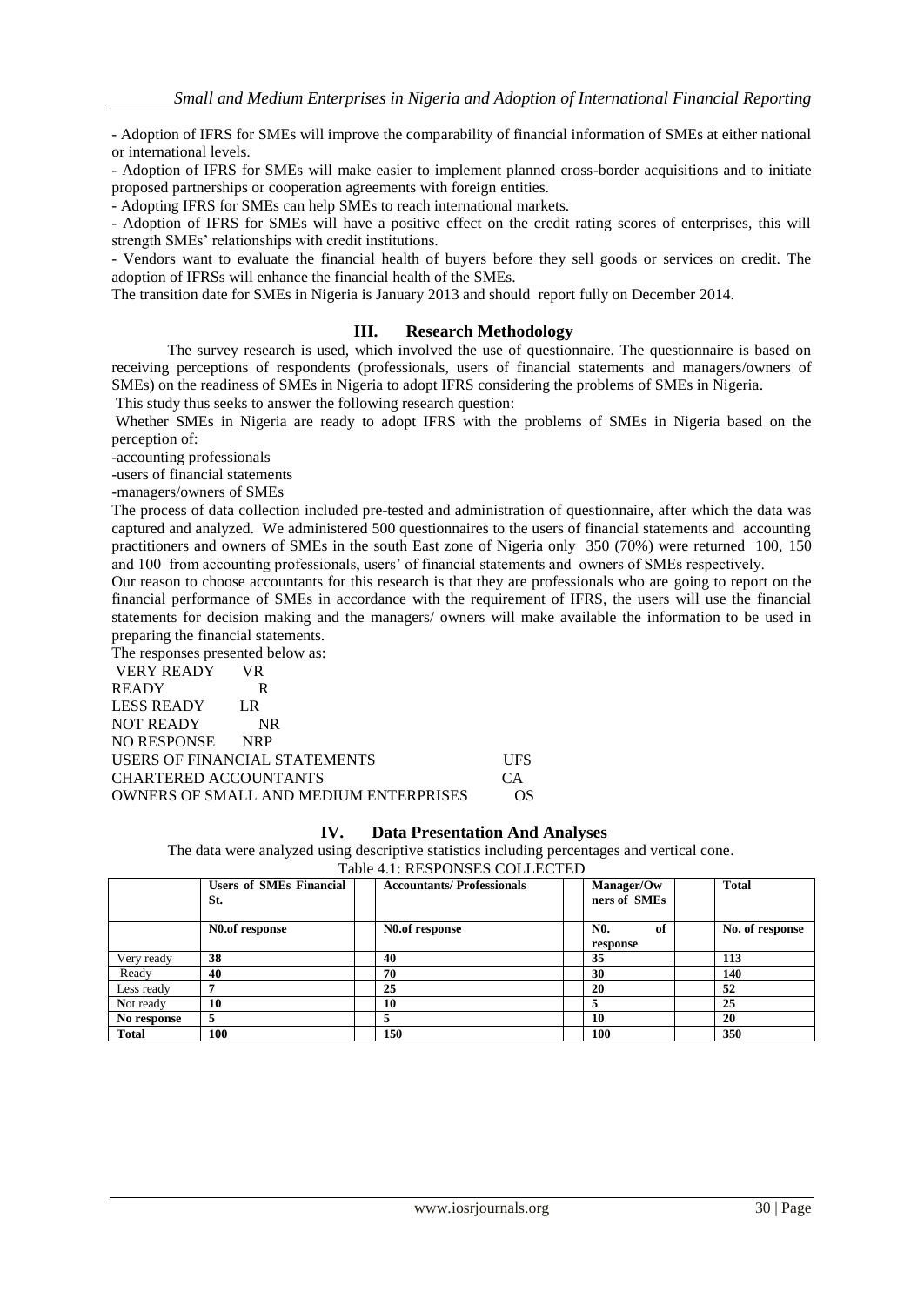- Adoption of IFRS for SMEs will improve the comparability of financial information of SMEs at either national or international levels.
- Adoption of IFRS for SMEs will make easier to implement planned cross-border acquisitions and to initiate proposed partnerships or cooperation agreements with foreign entities.
- Adopting IFRS for SMEs can help SMEs to reach international markets.
- Adoption of IFRS for SMEs will have a positive effect on the credit rating scores of enterprises, this will strength SMEs' relationships with credit institutions.
- Vendors want to evaluate the financial health of buyers before they sell goods or services on credit. The adoption of IFRSs will enhance the financial health of the SMEs.

The transition date for SMEs in Nigeria is January 2013 and should report fully on December 2014.

## III. Research Methodology

The survey research is used, which involved the use of questionnaire. The questionnaire is based on receiving perceptions of respondents (professionals, users of financial statements and managers/owners of SMEs) on the readiness of SMEs in Nigeria to adopt IFRS considering the problems of SMEs in Nigeria.

This study thus seeks to answer the following research question:

Whether SMEs in Nigeria are ready to adopt IFRS with the problems of SMEs in Nigeria based on the perception of:

-accounting professionals

-users of financial statements

-managers/owners of SMEs

The process of data collection included pre-tested and administration of questionnaire, after which the data was captured and analyzed. We administered 500 questionnaires to the users of financial statements and accounting practitioners and owners of SMEs in the south East zone of Nigeria only 350 (70%) were returned 100, 150 and 100 from accounting professionals, users' of financial statements and owners of SMEs respectively.

Our reason to choose accountants for this research is that they are professionals who are going to report on the financial performance of SMEs in accordance with the requirement of IFRS, the users will use the financial statements for decision making and the managers/ owners will make available the information to be used in preparing the financial statements.

The responses presented below as:

VERY READY VR
READY R
LESS READY LR
NOT READY NR
NO RESPONSE NRP
USERS OF FINANCIAL STATEMENTS UFS
CHARTERED ACCOUNTANTS CA
OWNERS OF SMALL AND MEDIUM ENTERPRISES OS

## IV. Data Presentation And Analyses

The data were analyzed using descriptive statistics including percentages and vertical cone.

Table 4.1: RESPONSES COLLECTED

| | Users of SMEs Financial St. | Accountants/ Professionals | Manager/Owners of SMEs | Total |
|---|---|---|---|---|
| | N0.of response | N0.of response | N0. of response | No. of response |
| Very ready | 38 | 40 | 35 | 113 |
| Ready | 40 | 70 | 30 | 140 |
| Less ready | 7 | 25 | 20 | 52 |
| Not ready | 10 | 10 | 5 | 25 |
| No response | 5 | 5 | 10 | 20 |
| Total | 100 | 150 | 100 | 350 |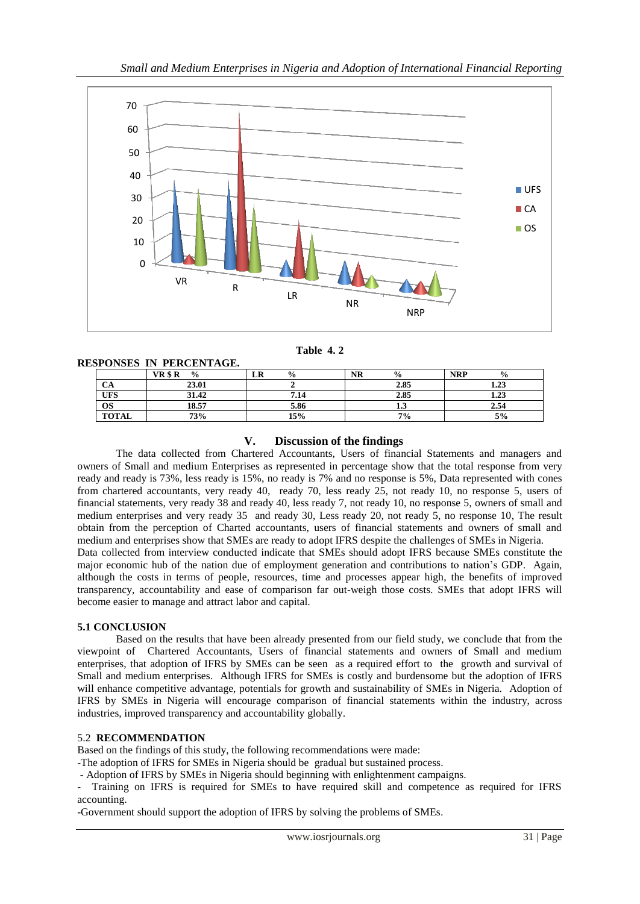70
60
50
40
30
20
10
0

VR
R
LR
NR
NRP

UFS
CA
OS

**Table 4. 2**

**RESPONSES IN PERCENTAGE.**

| | VR $ R % | LR % | NR % | NRP % |
|---|---|---|---|---|
| **CA** | **23.01** | **2** | **2.85** | **1.23** |
| **UFS** | **31.42** | **7.14** | **2.85** | **1.23** |
| **OS** | **18.57** | **5.86** | **1.3** | **2.54** |
| **TOTAL** | **73%** | **15%** | **7%** | **5%** |

## V. Discussion of the findings

The data collected from Chartered Accountants, Users of financial Statements and managers and owners of Small and medium Enterprises as represented in percentage show that the total response from very ready and ready is 73%, less ready is 15%, no ready is 7% and no response is 5%, Data represented with cones from chartered accountants, very ready 40, ready 70, less ready 25, not ready 10, no response 5, users of financial statements, very ready 38 and ready 40, less ready 7, not ready 10, no response 5, owners of small and medium enterprises and very ready 35 and ready 30, Less ready 20, not ready 5, no response 10, The result obtain from the perception of Charted accountants, users of financial statements and owners of small and medium and enterprises show that SMEs are ready to adopt IFRS despite the challenges of SMEs in Nigeria.

Data collected from interview conducted indicate that SMEs should adopt IFRS because SMEs constitute the major economic hub of the nation due of employment generation and contributions to nation's GDP. Again, although the costs in terms of people, resources, time and processes appear high, the benefits of improved transparency, accountability and ease of comparison far out-weigh those costs. SMEs that adopt IFRS will become easier to manage and attract labor and capital.

### 5.1 CONCLUSION

Based on the results that have been already presented from our field study, we conclude that from the viewpoint of Chartered Accountants, Users of financial statements and owners of Small and medium enterprises, that adoption of IFRS by SMEs can be seen as a required effort to the growth and survival of Small and medium enterprises. Although IFRS for SMEs is costly and burdensome but the adoption of IFRS will enhance competitive advantage, potentials for growth and sustainability of SMEs in Nigeria. Adoption of IFRS by SMEs in Nigeria will encourage comparison of financial statements within the industry, across industries, improved transparency and accountability globally.

### 5.2 RECOMMENDATION

Based on the findings of this study, the following recommendations were made:

-The adoption of IFRS for SMEs in Nigeria should be gradual but sustained process.

- Adoption of IFRS by SMEs in Nigeria should beginning with enlightenment campaigns.

- Training on IFRS is required for SMEs to have required skill and competence as required for IFRS accounting.

-Government should support the adoption of IFRS by solving the problems of SMEs.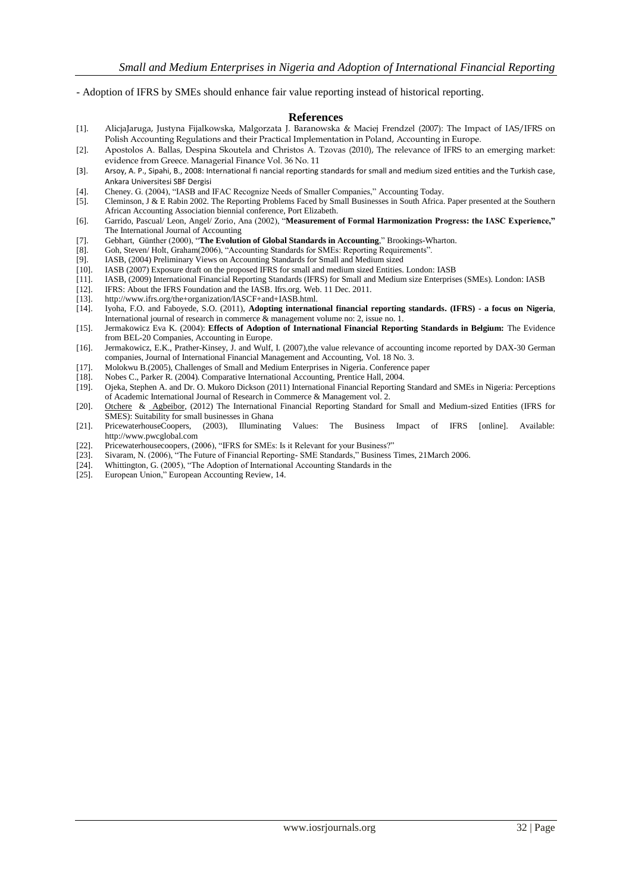- Adoption of IFRS by SMEs should enhance fair value reporting instead of historical reporting.

## References

[1]. AlicjaJaruga, Justyna Fijalkowska, Malgorzata J. Baranowska & Maciej Frendzel (2007): The Impact of IAS/IFRS on Polish Accounting Regulations and their Practical Implementation in Poland, Accounting in Europe.

[2]. Apostolos A. Ballas, Despina Skoutela and Christos A. Tzovas (2010), The relevance of IFRS to an emerging market: evidence from Greece. Managerial Finance Vol. 36 No. 11

[3]. Arsoy, A. P., Sipahi, B., 2008: International fi nancial reporting standards for small and medium sized entities and the Turkish case, Ankara Universitesi SBF Dergisi

[4]. Cheney. G. (2004), "IASB and IFAC Recognize Needs of Smaller Companies," Accounting Today.

[5]. Cleminson, J & E Rabin 2002. The Reporting Problems Faced by Small Businesses in South Africa. Paper presented at the Southern African Accounting Association biennial conference, Port Elizabeth.

[6]. Garrido, Pascual/ Leon, Angel/ Zorio, Ana (2002), "**Measurement of Formal Harmonization Progress: the IASC Experience,"** The International Journal of Accounting

[7]. Gebhart, Günther (2000), "**The Evolution of Global Standards in Accounting**," Brookings-Wharton.

[8]. Goh, Steven/ Holt, Graham(2006), "Accounting Standards for SMEs: Reporting Requirements".

[9]. IASB, (2004) Preliminary Views on Accounting Standards for Small and Medium sized

[10]. IASB (2007) Exposure draft on the proposed IFRS for small and medium sized Entities. London: IASB

[11]. IASB, (2009) International Financial Reporting Standards (IFRS) for Small and Medium size Enterprises (SMEs). London: IASB

[12]. IFRS: About the IFRS Foundation and the IASB. Ifrs.org. Web. 11 Dec. 2011.

[13]. http://www.ifrs.org/the+organization/IASCF+and+IASB.html.

[14]. Iyoha, F.O. and Faboyede, S.O. (2011), **Adopting international financial reporting standards. (IFRS) - a focus on Nigeria**, International journal of research in commerce & management volume no: 2, issue no. 1.

[15]. Jermakowicz Eva K. (2004): **Effects of Adoption of International Financial Reporting Standards in Belgium:** The Evidence from BEL-20 Companies, Accounting in Europe.

[16]. Jermakowicz, E.K., Prather-Kinsey, J. and Wulf, I. (2007),the value relevance of accounting income reported by DAX-30 German companies, Journal of International Financial Management and Accounting, Vol. 18 No. 3.

[17]. Molokwu B.(2005), Challenges of Small and Medium Enterprises in Nigeria. Conference paper

[18]. Nobes C., Parker R. (2004). Comparative International Accounting, Prentice Hall, 2004.

[19]. Ojeka, Stephen A. and Dr. O. Mukoro Dickson (2011) International Financial Reporting Standard and SMEs in Nigeria: Perceptions of Academic International Journal of Research in Commerce & Management vol. 2.

[20]. Otchere & Agbeibor, (2012) The International Financial Reporting Standard for Small and Medium-sized Entities (IFRS for SMES): Suitability for small businesses in Ghana

[21]. PricewaterhouseCoopers, (2003), Illuminating Values: The Business Impact of IFRS [online]. Available: http://www.pwcglobal.com

[22]. Pricewaterhousecoopers, (2006), "IFRS for SMEs: Is it Relevant for your Business?"

[23]. Sivaram, N. (2006), "The Future of Financial Reporting- SME Standards," Business Times, 21March 2006.

[24]. Whittington, G. (2005), "The Adoption of International Accounting Standards in the

[25]. European Union," European Accounting Review, 14.